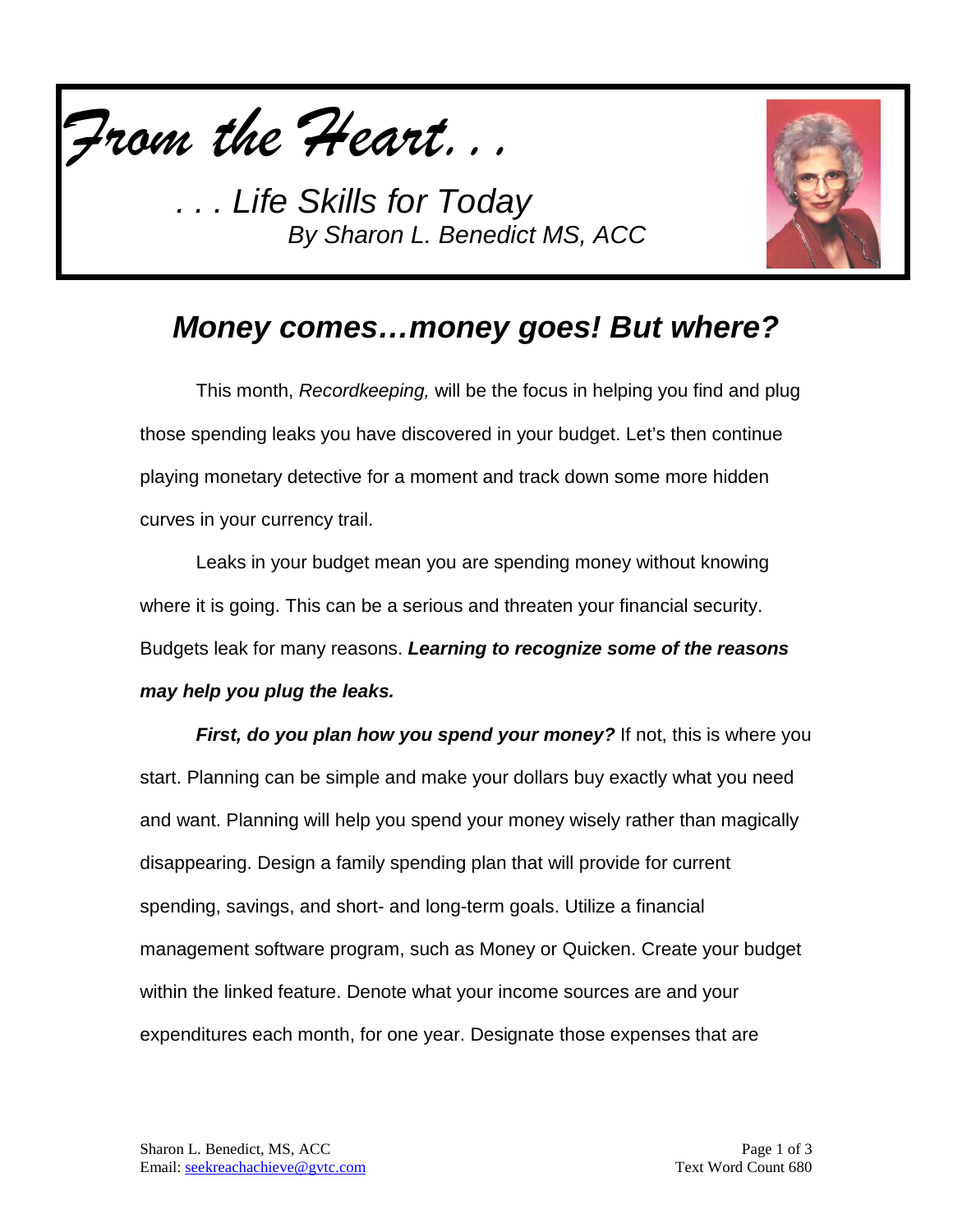*From the Heart. . .*

*. . . Life Skills for Today*
*By Sharon L. Benedict MS, ACC*

## *Money comes…money goes! But where?*

This month, *Recordkeeping,* will be the focus in helping you find and plug those spending leaks you have discovered in your budget. Let's then continue playing monetary detective for a moment and track down some more hidden curves in your currency trail.

Leaks in your budget mean you are spending money without knowing where it is going. This can be a serious and threaten your financial security. Budgets leak for many reasons. ***Learning to recognize some of the reasons may help you plug the leaks.***

***First, do you plan how you spend your money?*** If not, this is where you start. Planning can be simple and make your dollars buy exactly what you need and want. Planning will help you spend your money wisely rather than magically disappearing. Design a family spending plan that will provide for current spending, savings, and short- and long-term goals. Utilize a financial management software program, such as Money or Quicken. Create your budget within the linked feature. Denote what your income sources are and your expenditures each month, for one year. Designate those expenses that are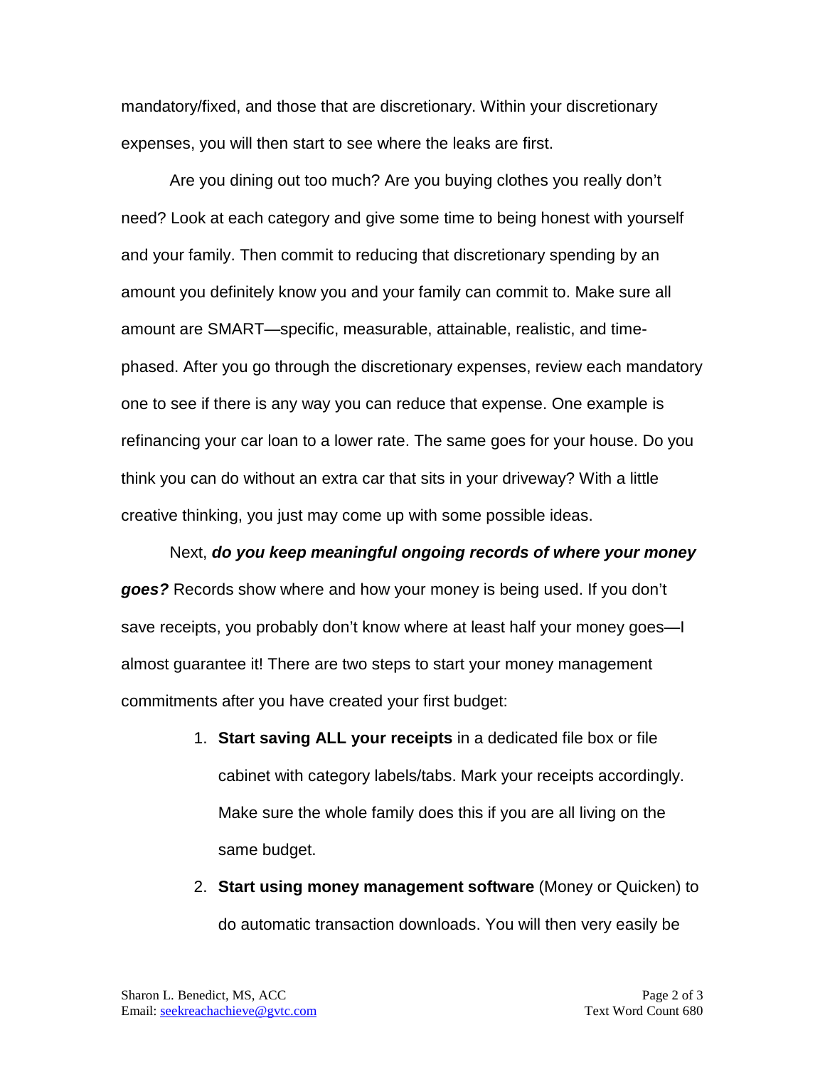mandatory/fixed, and those that are discretionary. Within your discretionary expenses, you will then start to see where the leaks are first.

Are you dining out too much? Are you buying clothes you really don't need? Look at each category and give some time to being honest with yourself and your family. Then commit to reducing that discretionary spending by an amount you definitely know you and your family can commit to. Make sure all amount are SMART—specific, measurable, attainable, realistic, and time-phased. After you go through the discretionary expenses, review each mandatory one to see if there is any way you can reduce that expense. One example is refinancing your car loan to a lower rate. The same goes for your house. Do you think you can do without an extra car that sits in your driveway? With a little creative thinking, you just may come up with some possible ideas.

Next, ***do you keep meaningful ongoing records of where your money goes?*** Records show where and how your money is being used. If you don't save receipts, you probably don't know where at least half your money goes—I almost guarantee it! There are two steps to start your money management commitments after you have created your first budget:

1. **Start saving ALL your receipts** in a dedicated file box or file cabinet with category labels/tabs. Mark your receipts accordingly. Make sure the whole family does this if you are all living on the same budget.
2. **Start using money management software** (Money or Quicken) to do automatic transaction downloads. You will then very easily be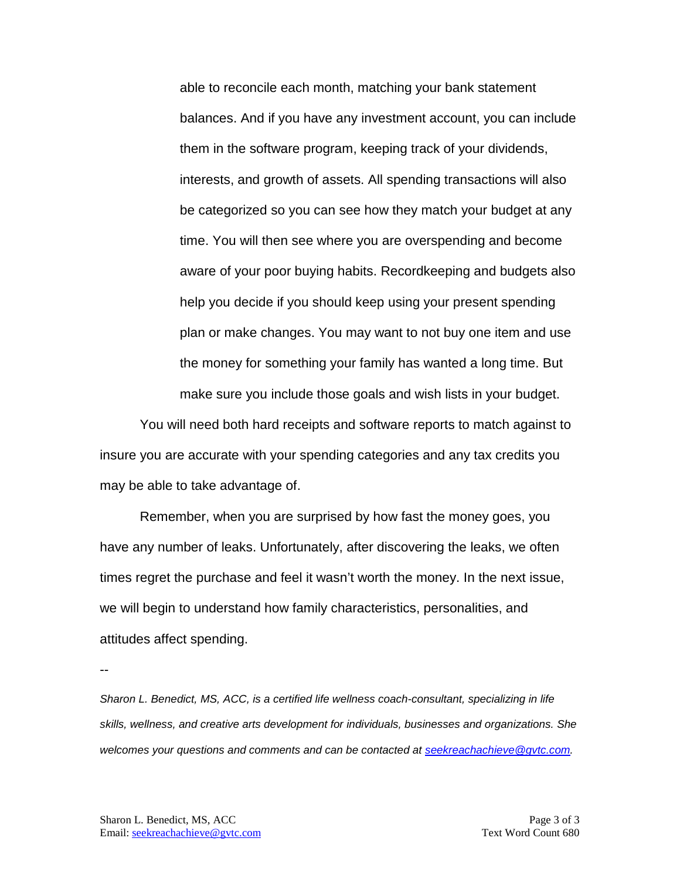able to reconcile each month, matching your bank statement balances. And if you have any investment account, you can include them in the software program, keeping track of your dividends, interests, and growth of assets. All spending transactions will also be categorized so you can see how they match your budget at any time. You will then see where you are overspending and become aware of your poor buying habits. Recordkeeping and budgets also help you decide if you should keep using your present spending plan or make changes. You may want to not buy one item and use the money for something your family has wanted a long time. But make sure you include those goals and wish lists in your budget.

You will need both hard receipts and software reports to match against to insure you are accurate with your spending categories and any tax credits you may be able to take advantage of.

Remember, when you are surprised by how fast the money goes, you have any number of leaks. Unfortunately, after discovering the leaks, we often times regret the purchase and feel it wasn't worth the money. In the next issue, we will begin to understand how family characteristics, personalities, and attitudes affect spending.

--

*Sharon L. Benedict, MS, ACC, is a certified life wellness coach-consultant, specializing in life skills, wellness, and creative arts development for individuals, businesses and organizations. She welcomes your questions and comments and can be contacted at [seekreachachieve@gvtc.com](mailto:seekreachachieve@gvtc.com).*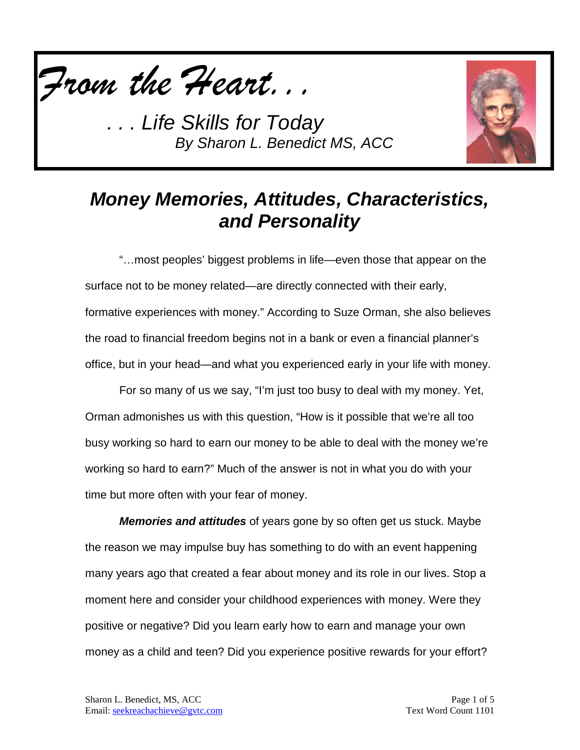*From the Heart. . .*

*. . . Life Skills for Today*
*By Sharon L. Benedict MS, ACC*

# *Money Memories, Attitudes, Characteristics, and Personality*

"…most peoples' biggest problems in life—even those that appear on the surface not to be money related—are directly connected with their early, formative experiences with money." According to Suze Orman, she also believes the road to financial freedom begins not in a bank or even a financial planner's office, but in your head—and what you experienced early in your life with money.

For so many of us we say, "I'm just too busy to deal with my money. Yet, Orman admonishes us with this question, "How is it possible that we're all too busy working so hard to earn our money to be able to deal with the money we're working so hard to earn?" Much of the answer is not in what you do with your time but more often with your fear of money.

***Memories and attitudes*** of years gone by so often get us stuck. Maybe the reason we may impulse buy has something to do with an event happening many years ago that created a fear about money and its role in our lives. Stop a moment here and consider your childhood experiences with money. Were they positive or negative? Did you learn early how to earn and manage your own money as a child and teen? Did you experience positive rewards for your effort?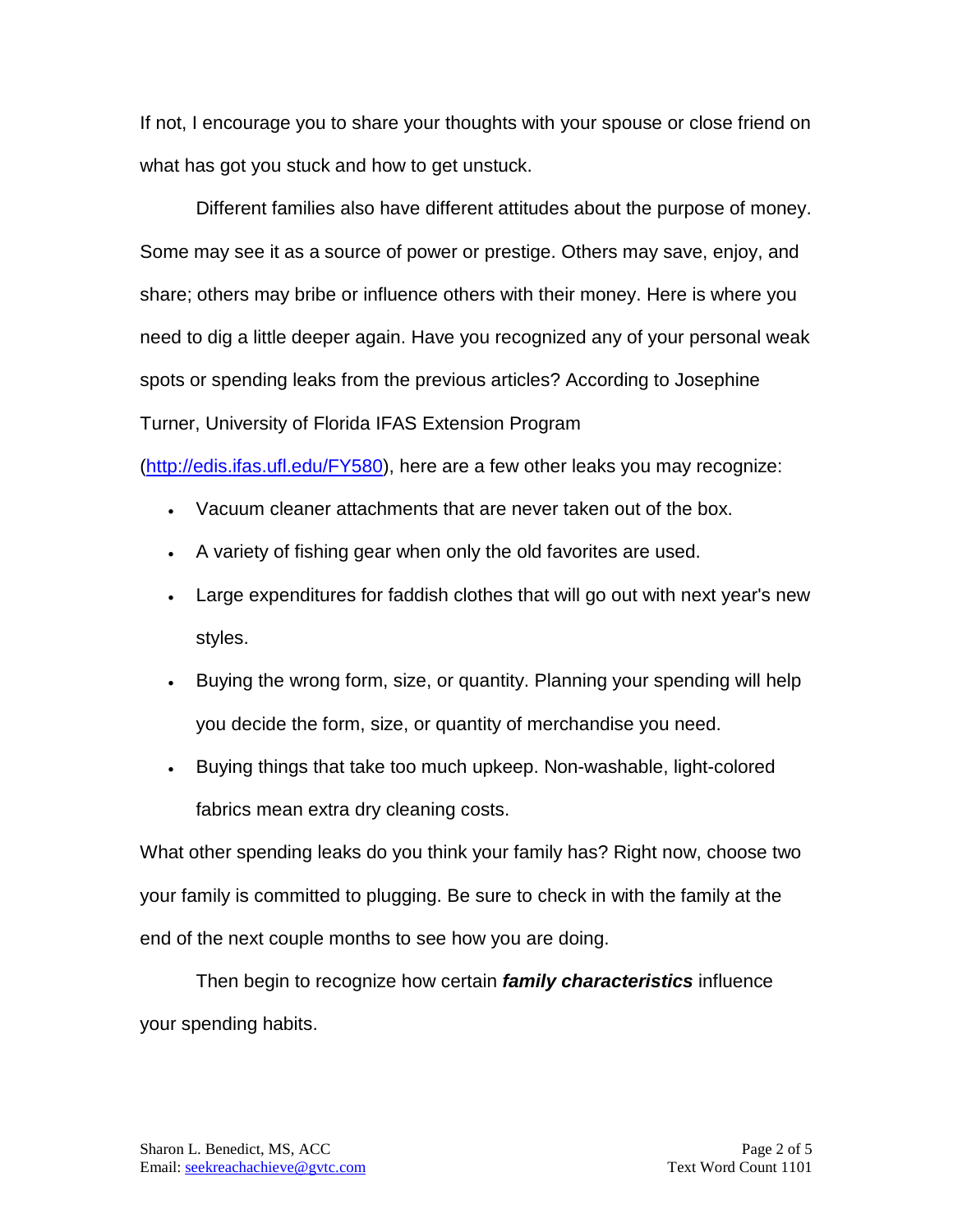If not, I encourage you to share your thoughts with your spouse or close friend on what has got you stuck and how to get unstuck.

Different families also have different attitudes about the purpose of money. Some may see it as a source of power or prestige. Others may save, enjoy, and share; others may bribe or influence others with their money. Here is where you need to dig a little deeper again. Have you recognized any of your personal weak spots or spending leaks from the previous articles? According to Josephine Turner, University of Florida IFAS Extension Program (http://edis.ifas.ufl.edu/FY580), here are a few other leaks you may recognize:

- Vacuum cleaner attachments that are never taken out of the box.
- A variety of fishing gear when only the old favorites are used.
- Large expenditures for faddish clothes that will go out with next year's new styles.
- Buying the wrong form, size, or quantity. Planning your spending will help you decide the form, size, or quantity of merchandise you need.
- Buying things that take too much upkeep. Non-washable, light-colored fabrics mean extra dry cleaning costs.

What other spending leaks do you think your family has? Right now, choose two your family is committed to plugging. Be sure to check in with the family at the end of the next couple months to see how you are doing.

Then begin to recognize how certain ***family characteristics*** influence your spending habits.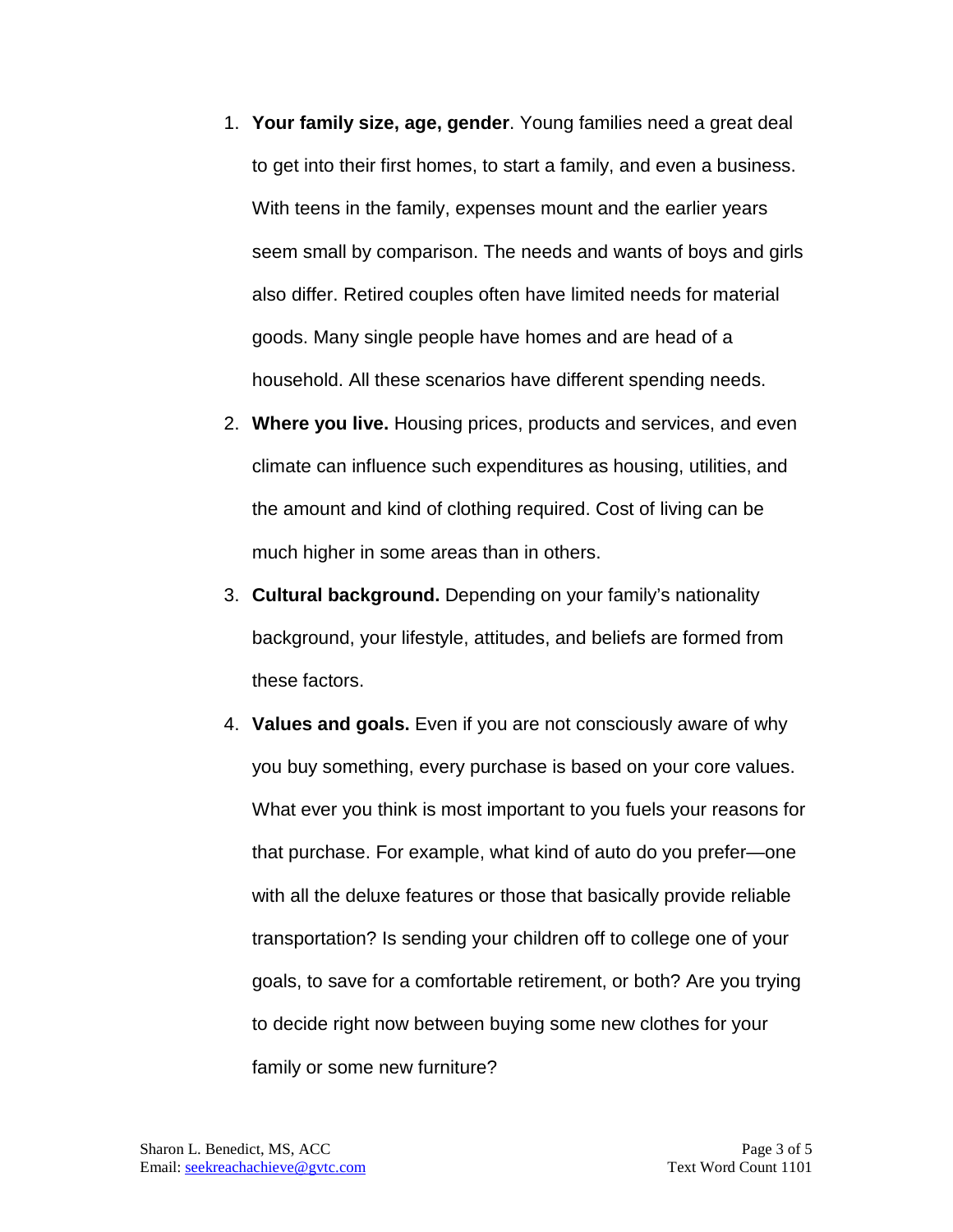1. **Your family size, age, gender**. Young families need a great deal to get into their first homes, to start a family, and even a business. With teens in the family, expenses mount and the earlier years seem small by comparison. The needs and wants of boys and girls also differ. Retired couples often have limited needs for material goods. Many single people have homes and are head of a household. All these scenarios have different spending needs.
2. **Where you live.** Housing prices, products and services, and even climate can influence such expenditures as housing, utilities, and the amount and kind of clothing required. Cost of living can be much higher in some areas than in others.
3. **Cultural background.** Depending on your family's nationality background, your lifestyle, attitudes, and beliefs are formed from these factors.
4. **Values and goals.** Even if you are not consciously aware of why you buy something, every purchase is based on your core values. What ever you think is most important to you fuels your reasons for that purchase. For example, what kind of auto do you prefer—one with all the deluxe features or those that basically provide reliable transportation? Is sending your children off to college one of your goals, to save for a comfortable retirement, or both? Are you trying to decide right now between buying some new clothes for your family or some new furniture?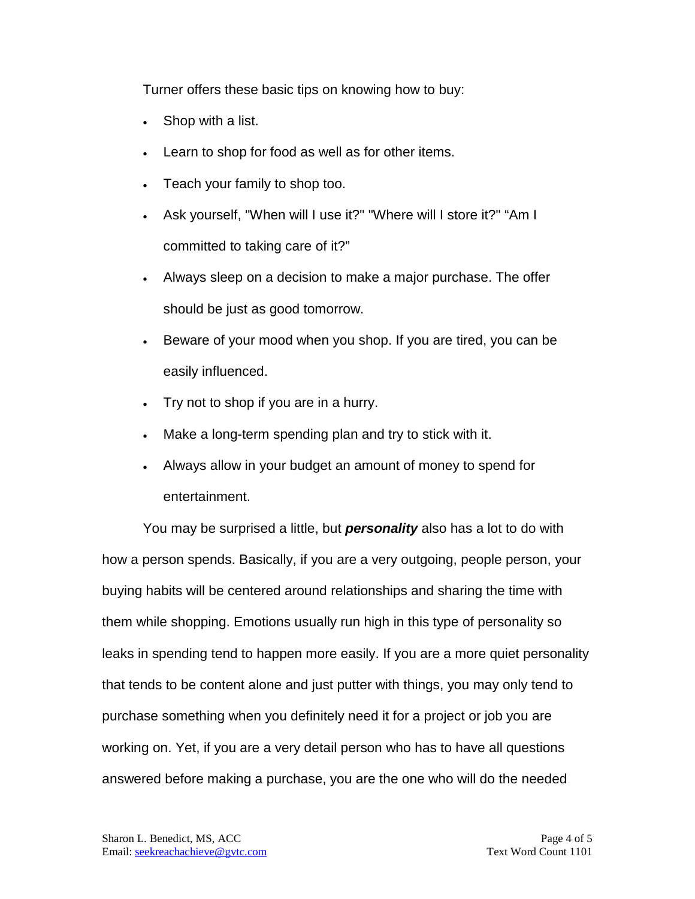Turner offers these basic tips on knowing how to buy:

- Shop with a list.
- Learn to shop for food as well as for other items.
- Teach your family to shop too.
- Ask yourself, "When will I use it?" "Where will I store it?" "Am I committed to taking care of it?"
- Always sleep on a decision to make a major purchase. The offer should be just as good tomorrow.
- Beware of your mood when you shop. If you are tired, you can be easily influenced.
- Try not to shop if you are in a hurry.
- Make a long-term spending plan and try to stick with it.
- Always allow in your budget an amount of money to spend for entertainment.

You may be surprised a little, but ***personality*** also has a lot to do with how a person spends. Basically, if you are a very outgoing, people person, your buying habits will be centered around relationships and sharing the time with them while shopping. Emotions usually run high in this type of personality so leaks in spending tend to happen more easily. If you are a more quiet personality that tends to be content alone and just putter with things, you may only tend to purchase something when you definitely need it for a project or job you are working on. Yet, if you are a very detail person who has to have all questions answered before making a purchase, you are the one who will do the needed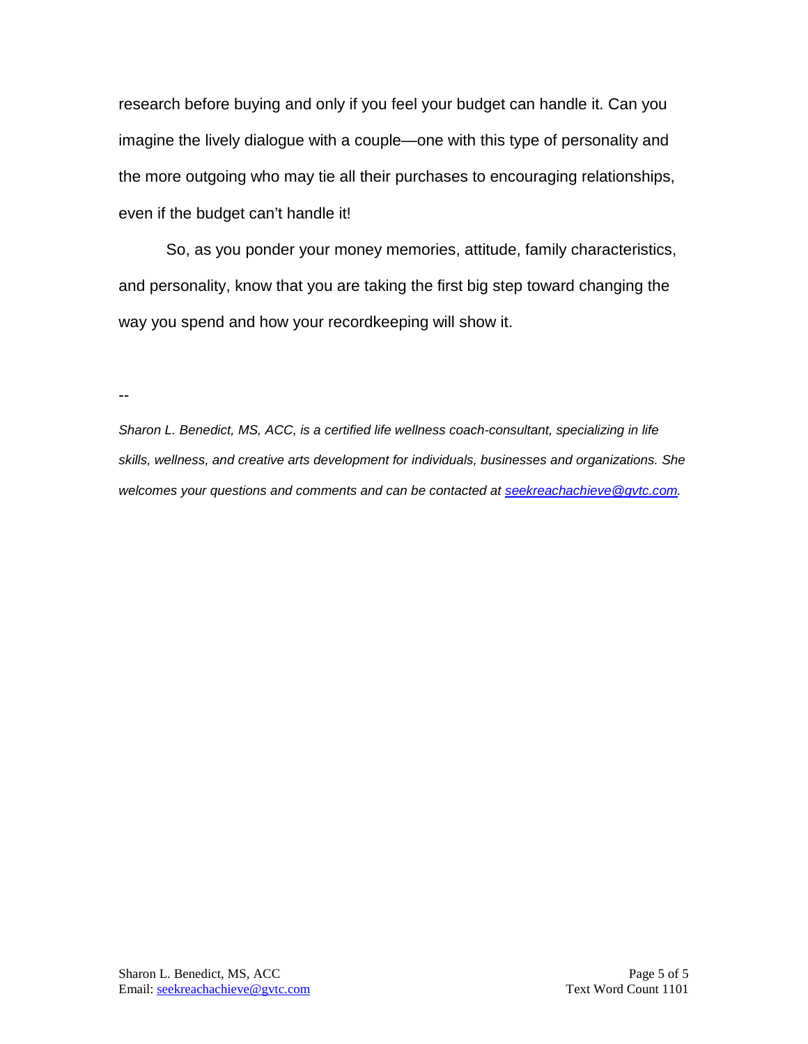research before buying and only if you feel your budget can handle it. Can you imagine the lively dialogue with a couple—one with this type of personality and the more outgoing who may tie all their purchases to encouraging relationships, even if the budget can't handle it!

So, as you ponder your money memories, attitude, family characteristics, and personality, know that you are taking the first big step toward changing the way you spend and how your recordkeeping will show it.

--

*Sharon L. Benedict, MS, ACC, is a certified life wellness coach-consultant, specializing in life skills, wellness, and creative arts development for individuals, businesses and organizations. She welcomes your questions and comments and can be contacted at [seekreachachieve@gvtc.com](mailto:seekreachachieve@gvtc.com).*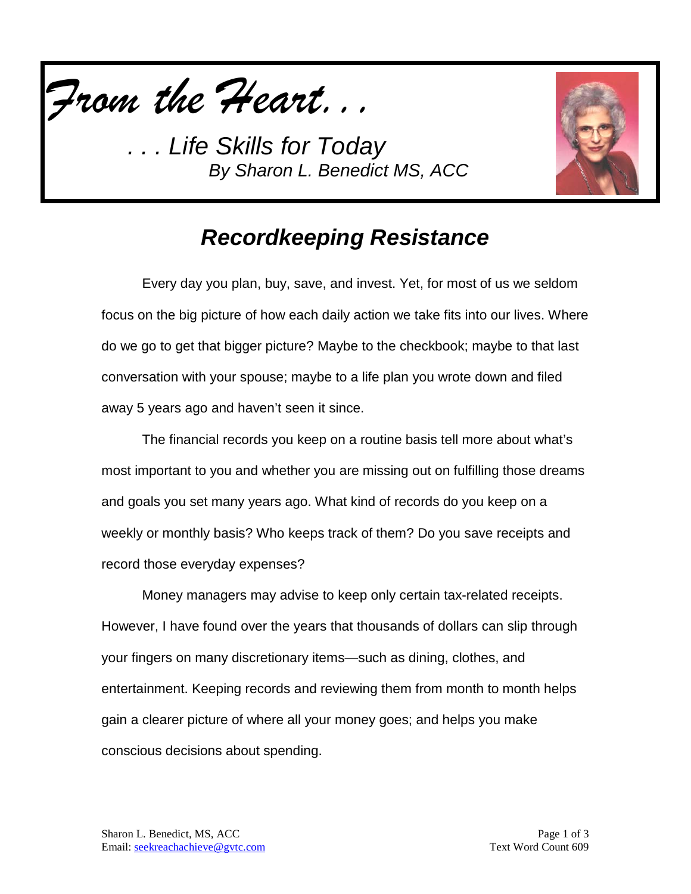*From the Heart. . .*

*. . . Life Skills for Today*
*By Sharon L. Benedict MS, ACC*

## *Recordkeeping Resistance*

Every day you plan, buy, save, and invest. Yet, for most of us we seldom focus on the big picture of how each daily action we take fits into our lives. Where do we go to get that bigger picture? Maybe to the checkbook; maybe to that last conversation with your spouse; maybe to a life plan you wrote down and filed away 5 years ago and haven't seen it since.

The financial records you keep on a routine basis tell more about what's most important to you and whether you are missing out on fulfilling those dreams and goals you set many years ago. What kind of records do you keep on a weekly or monthly basis? Who keeps track of them? Do you save receipts and record those everyday expenses?

Money managers may advise to keep only certain tax-related receipts. However, I have found over the years that thousands of dollars can slip through your fingers on many discretionary items—such as dining, clothes, and entertainment. Keeping records and reviewing them from month to month helps gain a clearer picture of where all your money goes; and helps you make conscious decisions about spending.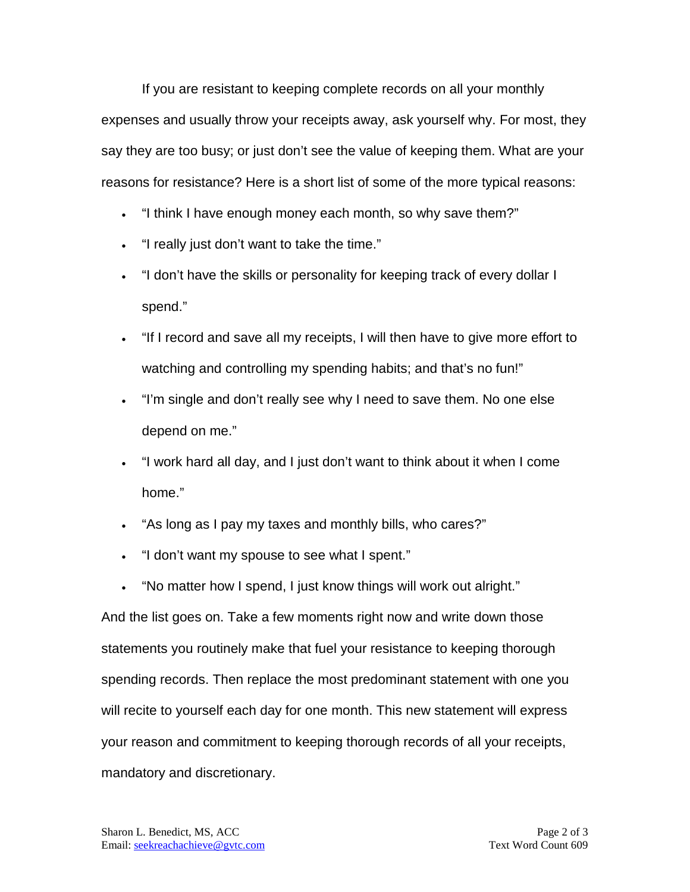If you are resistant to keeping complete records on all your monthly expenses and usually throw your receipts away, ask yourself why. For most, they say they are too busy; or just don't see the value of keeping them. What are your reasons for resistance? Here is a short list of some of the more typical reasons:

- "I think I have enough money each month, so why save them?"
- "I really just don't want to take the time."
- "I don't have the skills or personality for keeping track of every dollar I spend."
- "If I record and save all my receipts, I will then have to give more effort to watching and controlling my spending habits; and that's no fun!"
- "I'm single and don't really see why I need to save them. No one else depend on me."
- "I work hard all day, and I just don't want to think about it when I come home."
- "As long as I pay my taxes and monthly bills, who cares?"
- "I don't want my spouse to see what I spent."
- "No matter how I spend, I just know things will work out alright."

And the list goes on. Take a few moments right now and write down those statements you routinely make that fuel your resistance to keeping thorough spending records. Then replace the most predominant statement with one you will recite to yourself each day for one month. This new statement will express your reason and commitment to keeping thorough records of all your receipts, mandatory and discretionary.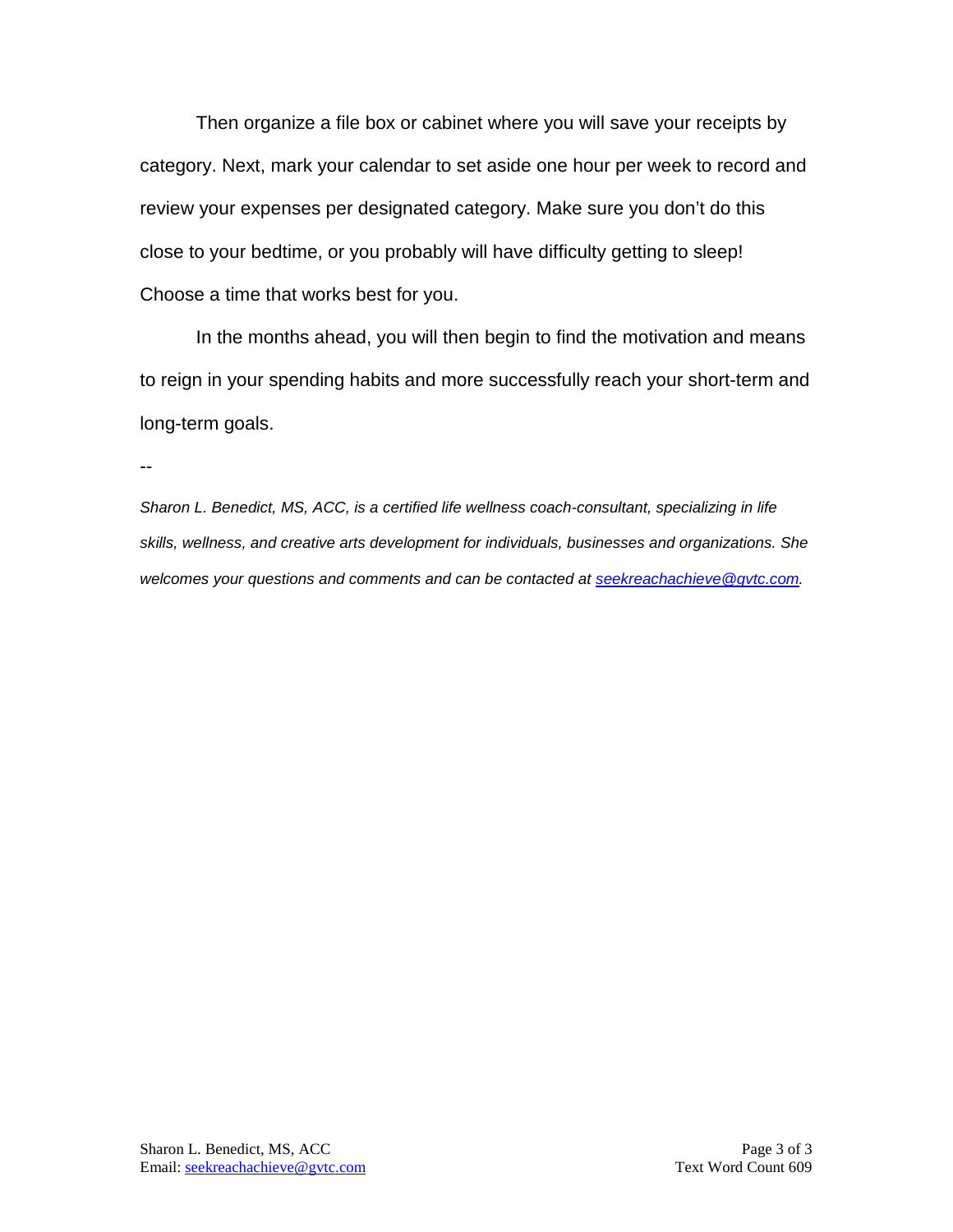Then organize a file box or cabinet where you will save your receipts by category. Next, mark your calendar to set aside one hour per week to record and review your expenses per designated category. Make sure you don't do this close to your bedtime, or you probably will have difficulty getting to sleep! Choose a time that works best for you.

In the months ahead, you will then begin to find the motivation and means to reign in your spending habits and more successfully reach your short-term and long-term goals.

--

*Sharon L. Benedict, MS, ACC, is a certified life wellness coach-consultant, specializing in life skills, wellness, and creative arts development for individuals, businesses and organizations. She welcomes your questions and comments and can be contacted at seekreachachieve@gvtc.com.*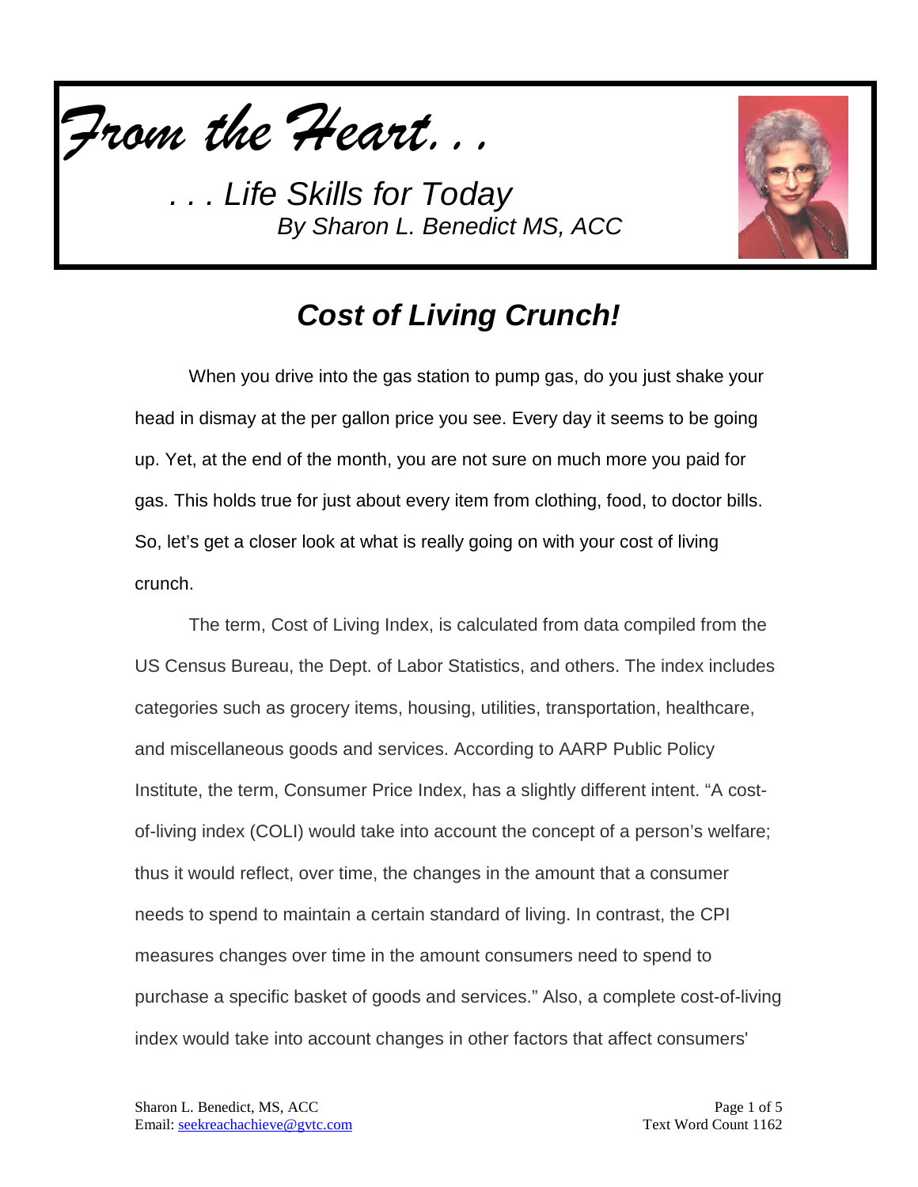*From the Heart. . .*

*. . . Life Skills for Today*
*By Sharon L. Benedict MS, ACC*

## *Cost of Living Crunch!*

When you drive into the gas station to pump gas, do you just shake your head in dismay at the per gallon price you see. Every day it seems to be going up. Yet, at the end of the month, you are not sure on much more you paid for gas. This holds true for just about every item from clothing, food, to doctor bills. So, let's get a closer look at what is really going on with your cost of living crunch.

The term, Cost of Living Index, is calculated from data compiled from the US Census Bureau, the Dept. of Labor Statistics, and others. The index includes categories such as grocery items, housing, utilities, transportation, healthcare, and miscellaneous goods and services. According to AARP Public Policy Institute, the term, Consumer Price Index, has a slightly different intent. "A cost-of-living index (COLI) would take into account the concept of a person's welfare; thus it would reflect, over time, the changes in the amount that a consumer needs to spend to maintain a certain standard of living. In contrast, the CPI measures changes over time in the amount consumers need to spend to purchase a specific basket of goods and services." Also, a complete cost-of-living index would take into account changes in other factors that affect consumers'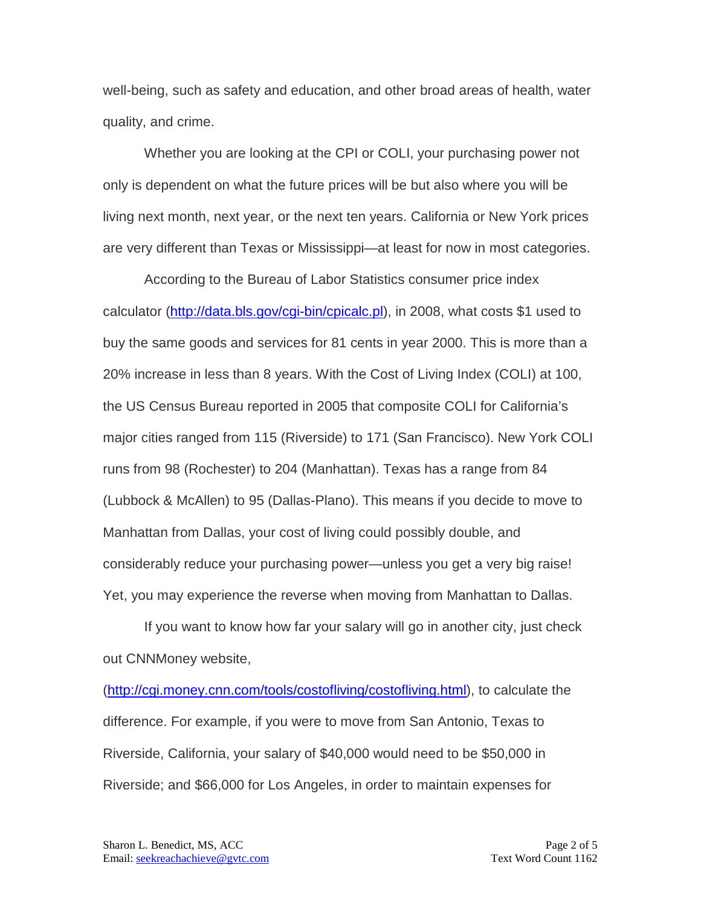well-being, such as safety and education, and other broad areas of health, water quality, and crime.

Whether you are looking at the CPI or COLI, your purchasing power not only is dependent on what the future prices will be but also where you will be living next month, next year, or the next ten years. California or New York prices are very different than Texas or Mississippi—at least for now in most categories.

According to the Bureau of Labor Statistics consumer price index calculator (http://data.bls.gov/cgi-bin/cpicalc.pl), in 2008, what costs $1 used to buy the same goods and services for 81 cents in year 2000. This is more than a 20% increase in less than 8 years. With the Cost of Living Index (COLI) at 100, the US Census Bureau reported in 2005 that composite COLI for California's major cities ranged from 115 (Riverside) to 171 (San Francisco). New York COLI runs from 98 (Rochester) to 204 (Manhattan). Texas has a range from 84 (Lubbock & McAllen) to 95 (Dallas-Plano). This means if you decide to move to Manhattan from Dallas, your cost of living could possibly double, and considerably reduce your purchasing power—unless you get a very big raise! Yet, you may experience the reverse when moving from Manhattan to Dallas.

If you want to know how far your salary will go in another city, just check out CNNMoney website, (http://cgi.money.cnn.com/tools/costofliving/costofliving.html), to calculate the difference. For example, if you were to move from San Antonio, Texas to Riverside, California, your salary of $40,000 would need to be $50,000 in Riverside; and $66,000 for Los Angeles, in order to maintain expenses for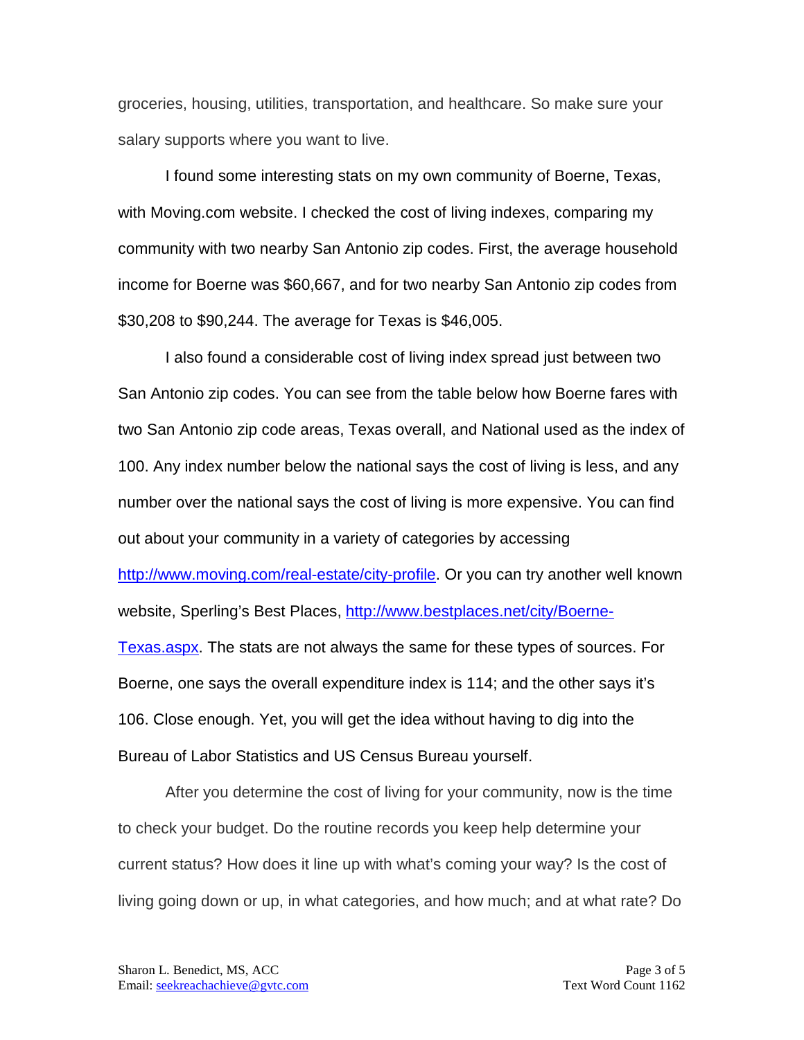groceries, housing, utilities, transportation, and healthcare. So make sure your salary supports where you want to live.

I found some interesting stats on my own community of Boerne, Texas, with Moving.com website. I checked the cost of living indexes, comparing my community with two nearby San Antonio zip codes. First, the average household income for Boerne was $60,667, and for two nearby San Antonio zip codes from $30,208 to $90,244. The average for Texas is $46,005.

I also found a considerable cost of living index spread just between two San Antonio zip codes. You can see from the table below how Boerne fares with two San Antonio zip code areas, Texas overall, and National used as the index of 100. Any index number below the national says the cost of living is less, and any number over the national says the cost of living is more expensive. You can find out about your community in a variety of categories by accessing http://www.moving.com/real-estate/city-profile. Or you can try another well known website, Sperling's Best Places, http://www.bestplaces.net/city/Boerne-Texas.aspx. The stats are not always the same for these types of sources. For Boerne, one says the overall expenditure index is 114; and the other says it's 106. Close enough. Yet, you will get the idea without having to dig into the Bureau of Labor Statistics and US Census Bureau yourself.

After you determine the cost of living for your community, now is the time to check your budget. Do the routine records you keep help determine your current status? How does it line up with what's coming your way? Is the cost of living going down or up, in what categories, and how much; and at what rate? Do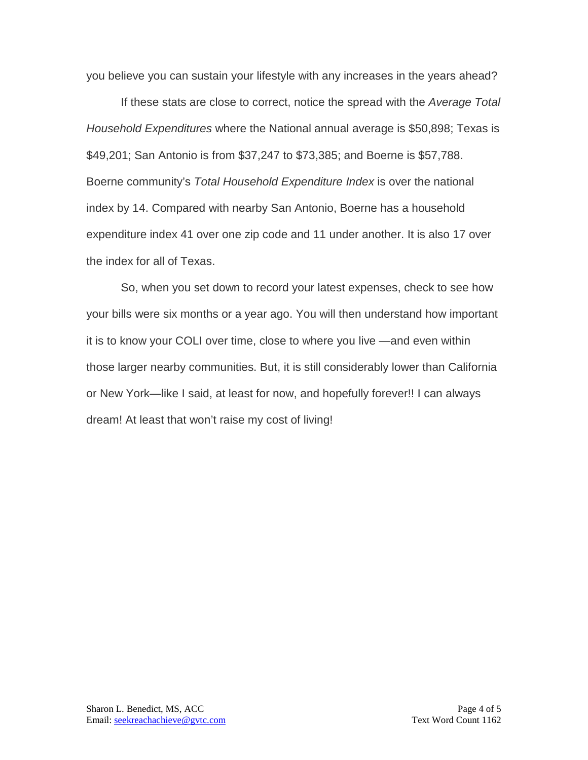you believe you can sustain your lifestyle with any increases in the years ahead?

If these stats are close to correct, notice the spread with the *Average Total Household Expenditures* where the National annual average is $50,898; Texas is $49,201; San Antonio is from $37,247 to $73,385; and Boerne is $57,788. Boerne community's *Total Household Expenditure Index* is over the national index by 14. Compared with nearby San Antonio, Boerne has a household expenditure index 41 over one zip code and 11 under another. It is also 17 over the index for all of Texas.

So, when you set down to record your latest expenses, check to see how your bills were six months or a year ago. You will then understand how important it is to know your COLI over time, close to where you live —and even within those larger nearby communities. But, it is still considerably lower than California or New York—like I said, at least for now, and hopefully forever!! I can always dream! At least that won't raise my cost of living!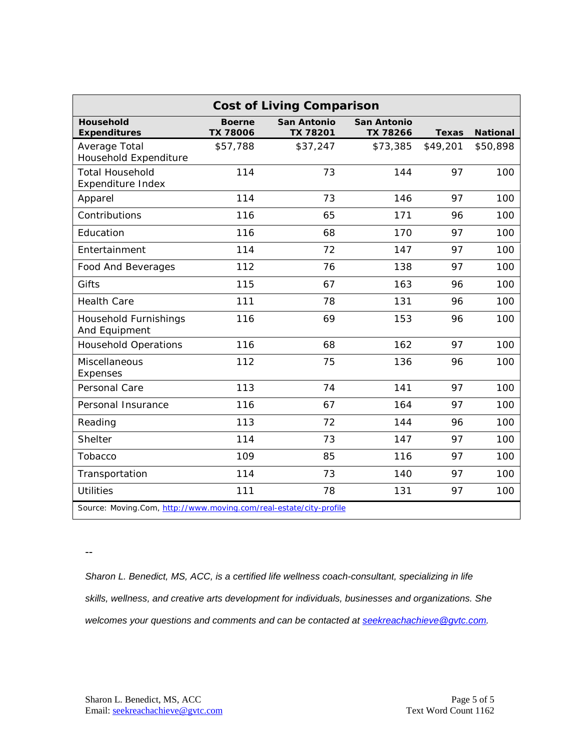| Cost of Living Comparison | | | | | |
|---|---|---|---|---|---|
| **Household Expenditures** | **Boerne TX 78006** | **San Antonio TX 78201** | **San Antonio TX 78266** | **Texas** | **National** |
| Average Total Household Expenditure | $57,788 | $37,247 | $73,385 | $49,201 | $50,898 |
| Total Household Expenditure Index | 114 | 73 | 144 | 97 | 100 |
| Apparel | 114 | 73 | 146 | 97 | 100 |
| Contributions | 116 | 65 | 171 | 96 | 100 |
| Education | 116 | 68 | 170 | 97 | 100 |
| Entertainment | 114 | 72 | 147 | 97 | 100 |
| Food And Beverages | 112 | 76 | 138 | 97 | 100 |
| Gifts | 115 | 67 | 163 | 96 | 100 |
| Health Care | 111 | 78 | 131 | 96 | 100 |
| Household Furnishings And Equipment | 116 | 69 | 153 | 96 | 100 |
| Household Operations | 116 | 68 | 162 | 97 | 100 |
| Miscellaneous Expenses | 112 | 75 | 136 | 96 | 100 |
| Personal Care | 113 | 74 | 141 | 97 | 100 |
| Personal Insurance | 116 | 67 | 164 | 97 | 100 |
| Reading | 113 | 72 | 144 | 96 | 100 |
| Shelter | 114 | 73 | 147 | 97 | 100 |
| Tobacco | 109 | 85 | 116 | 97 | 100 |
| Transportation | 114 | 73 | 140 | 97 | 100 |
| Utilities | 111 | 78 | 131 | 97 | 100 |

Source: Moving.Com, http://www.moving.com/real-estate/city-profile

--

*Sharon L. Benedict, MS, ACC, is a certified life wellness coach-consultant, specializing in life skills, wellness, and creative arts development for individuals, businesses and organizations. She welcomes your questions and comments and can be contacted at seekreachachieve@gvtc.com.*